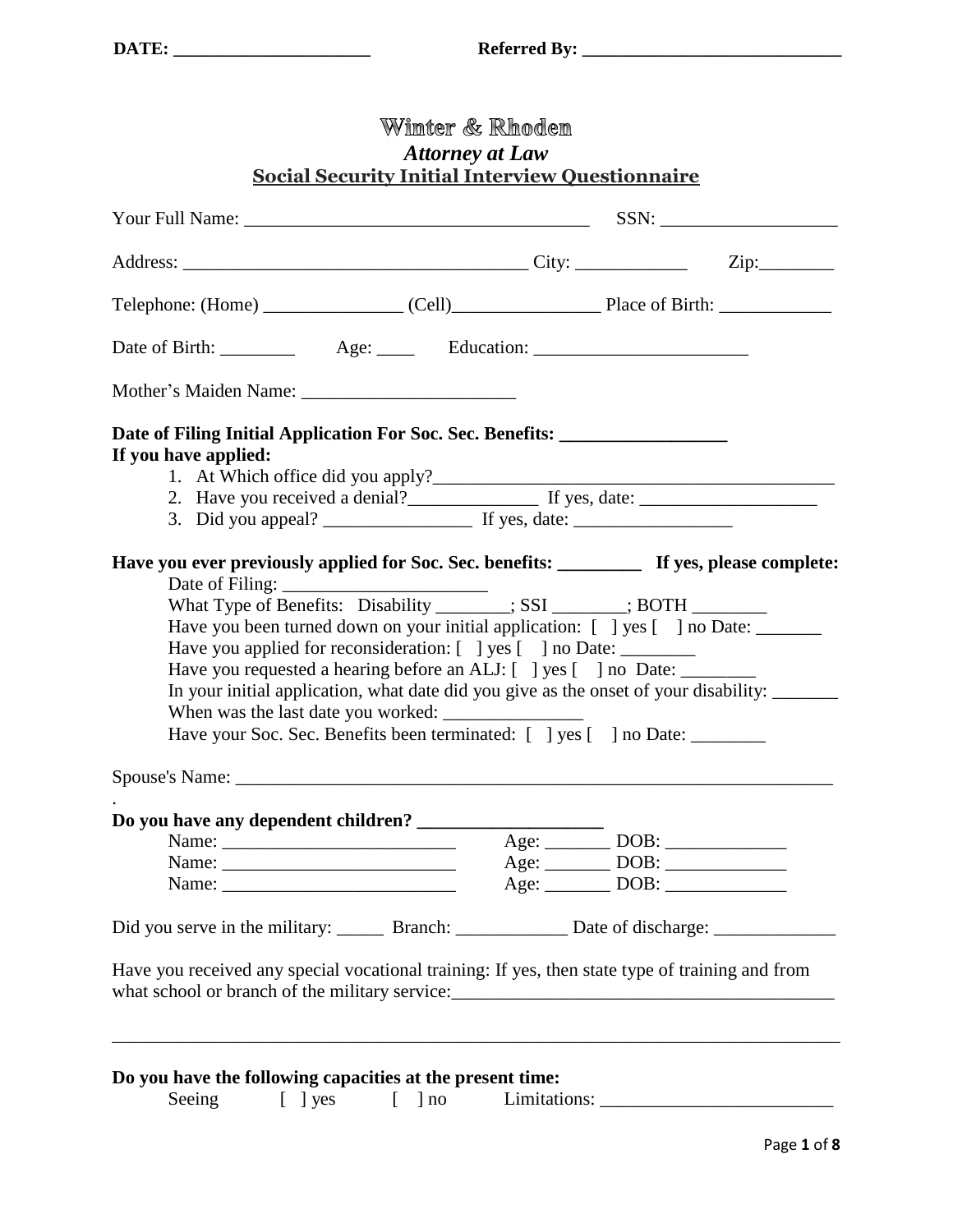**DATE: _____________________** **Referred By: ____________________________**

# Winter & Rhoden

***Attorney at Law***

**Social Security Initial Interview Questionnaire**

Your Full Name: ____________________________________ SSN: ___________________

Address: ____________________________________ City: ____________ Zip:________

Telephone: (Home) _______________ (Cell)________________ Place of Birth: ____________

Date of Birth: ________ Age: ____ Education: _______________________

Mother's Maiden Name: _______________________

**Date of Filing Initial Application For Soc. Sec. Benefits: __________________**
**If you have applied:**

1. At Which office did you apply?____________________________________________
2. Have you received a denial?______________ If yes, date: ___________________
3. Did you appeal? ________________ If yes, date: _________________

**Have you ever previously applied for Soc. Sec. benefits: _________ If yes, please complete:**

Date of Filing: ______________________
What Type of Benefits: Disability ________; SSI ________; BOTH ________
Have you been turned down on your initial application: [ ] yes [ ] no Date: _______
Have you applied for reconsideration: [ ] yes [ ] no Date: ________
Have you requested a hearing before an ALJ: [ ] yes [ ] no Date: ________
In your initial application, what date did you give as the onset of your disability: _______
When was the last date you worked: _______________
Have your Soc. Sec. Benefits been terminated: [ ] yes [ ] no Date: ________

Spouse's Name: ___________________________________________________________________
.

**Do you have any dependent children? ____________________**

Name: _________________________ Age: _______ DOB: _____________
Name: _________________________ Age: _______ DOB: _____________
Name: _________________________ Age: _______ DOB: _____________

Did you serve in the military: _____ Branch: ____________ Date of discharge: _____________

Have you received any special vocational training: If yes, then state type of training and from what school or branch of the military service:_________________________________________

_____________________________________________________________________________

**Do you have the following capacities at the present time:**

Seeing [ ] yes [ ] no Limitations: _________________________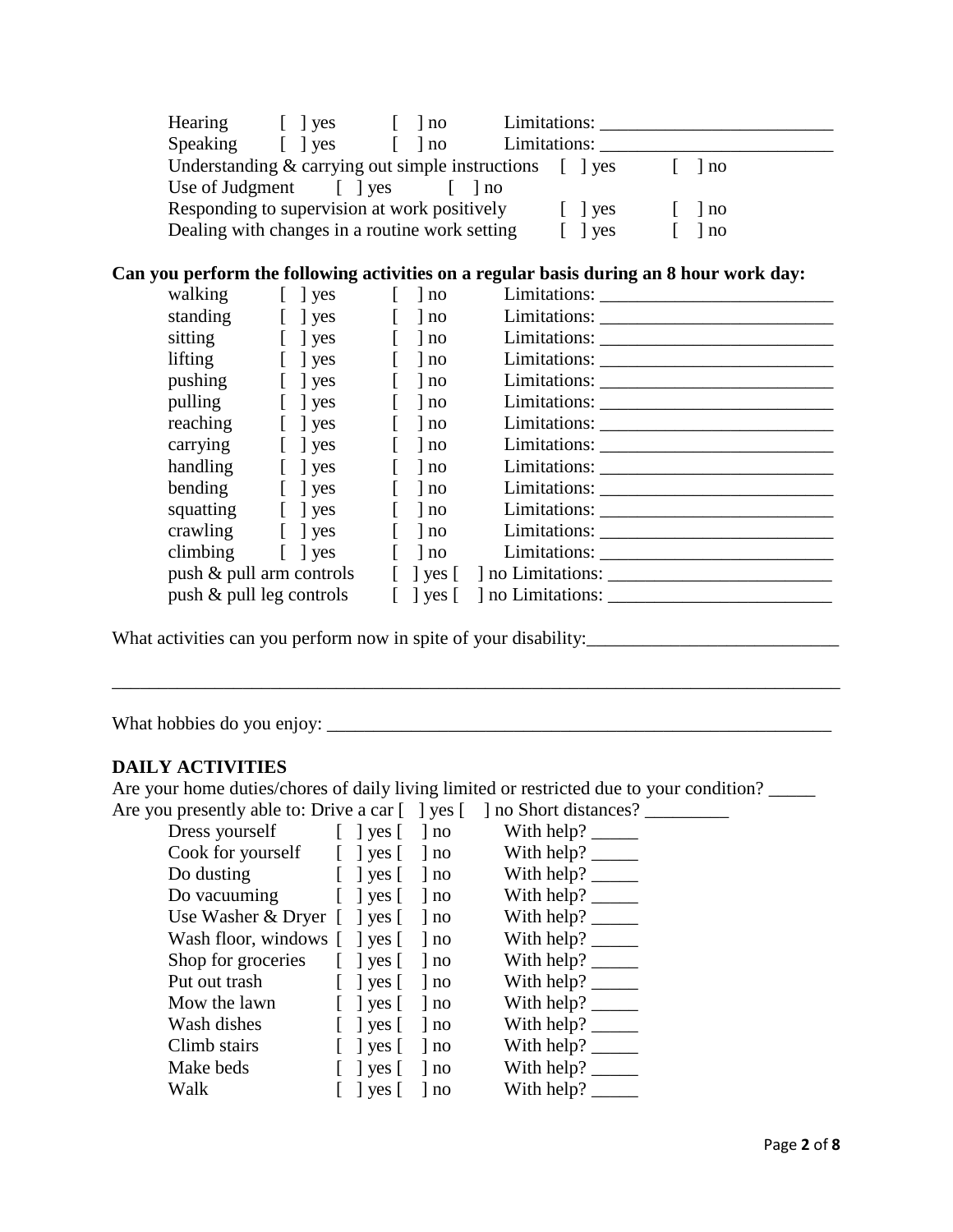Hearing [ ] yes [ ] no Limitations: ________________________

Speaking [ ] yes [ ] no Limitations: ________________________

Understanding & carrying out simple instructions [ ] yes [ ] no

Use of Judgment [ ] yes [ ] no

Responding to supervision at work positively [ ] yes [ ] no

Dealing with changes in a routine work setting [ ] yes [ ] no

**Can you perform the following activities on a regular basis during an 8 hour work day:**

walking [ ] yes [ ] no Limitations: ________________________

standing [ ] yes [ ] no Limitations: ________________________

sitting [ ] yes [ ] no Limitations: ________________________

lifting [ ] yes [ ] no Limitations: ________________________

pushing [ ] yes [ ] no Limitations: ________________________

pulling [ ] yes [ ] no Limitations: ________________________

reaching [ ] yes [ ] no Limitations: ________________________

carrying [ ] yes [ ] no Limitations: ________________________

handling [ ] yes [ ] no Limitations: ________________________

bending [ ] yes [ ] no Limitations: ________________________

squatting [ ] yes [ ] no Limitations: ________________________

crawling [ ] yes [ ] no Limitations: ________________________

climbing [ ] yes [ ] no Limitations: ________________________

push & pull arm controls [ ] yes [ ] no Limitations: ________________________

push & pull leg controls [ ] yes [ ] no Limitations: ________________________

What activities can you perform now in spite of your disability:___________________________

______________________________________________________________________________

What hobbies do you enjoy: _______________________________________________________

### DAILY ACTIVITIES

Are your home duties/chores of daily living limited or restricted due to your condition? _____

Are you presently able to: Drive a car [ ] yes [ ] no Short distances? _________

Dress yourself [ ] yes [ ] no With help? _____

Cook for yourself [ ] yes [ ] no With help? _____

Do dusting [ ] yes [ ] no With help? _____

Do vacuuming [ ] yes [ ] no With help? _____

Use Washer & Dryer [ ] yes [ ] no With help? _____

Wash floor, windows [ ] yes [ ] no With help? _____

Shop for groceries [ ] yes [ ] no With help? _____

Put out trash [ ] yes [ ] no With help? _____

Mow the lawn [ ] yes [ ] no With help? _____

Wash dishes [ ] yes [ ] no With help? _____

Climb stairs [ ] yes [ ] no With help? _____

Make beds [ ] yes [ ] no With help? _____

Walk [ ] yes [ ] no With help? _____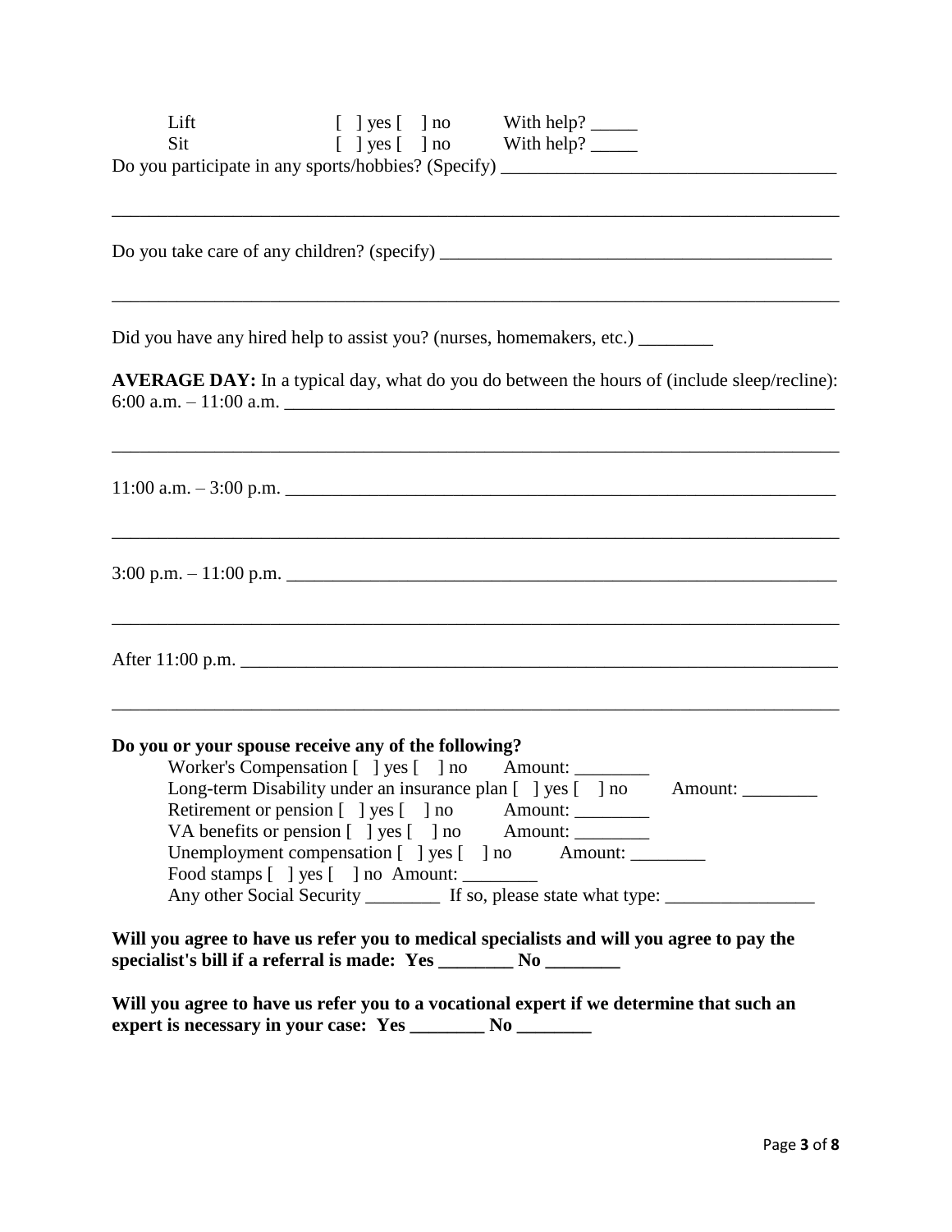Lift [ ] yes [ ] no With help? _____

Sit [ ] yes [ ] no With help? _____

Do you participate in any sports/hobbies? (Specify) ____________________________________

_______________________________________________________________________________

Do you take care of any children? (specify) __________________________________________

_______________________________________________________________________________

Did you have any hired help to assist you? (nurses, homemakers, etc.) ________

**AVERAGE DAY:** In a typical day, what do you do between the hours of (include sleep/recline):

6:00 a.m. – 11:00 a.m. ______________________________________________________________

_______________________________________________________________________________

11:00 a.m. – 3:00 p.m. ______________________________________________________________

_______________________________________________________________________________

3:00 p.m. – 11:00 p.m. ______________________________________________________________

_______________________________________________________________________________

After 11:00 p.m. ___________________________________________________________________

_______________________________________________________________________________

**Do you or your spouse receive any of the following?**

Worker's Compensation [ ] yes [ ] no Amount: ________

Long-term Disability under an insurance plan [ ] yes [ ] no Amount: ________

Retirement or pension [ ] yes [ ] no Amount: ________

VA benefits or pension [ ] yes [ ] no Amount: ________

Unemployment compensation [ ] yes [ ] no Amount: ________

Food stamps [ ] yes [ ] no Amount: ________

Any other Social Security ________ If so, please state what type: ________________

**Will you agree to have us refer you to medical specialists and will you agree to pay the specialist's bill if a referral is made: Yes ________ No ________**

**Will you agree to have us refer you to a vocational expert if we determine that such an expert is necessary in your case: Yes ________ No ________**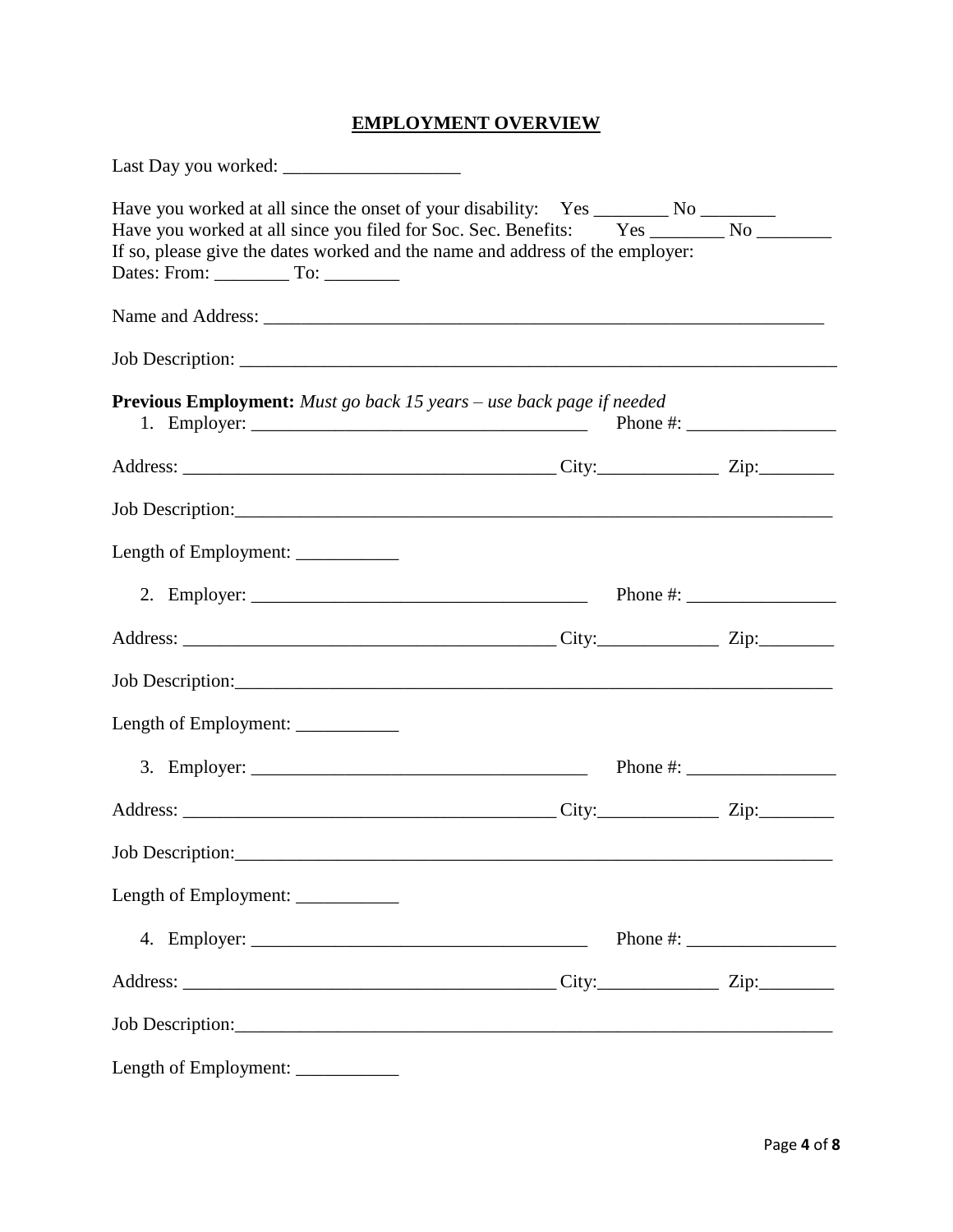## EMPLOYMENT OVERVIEW

Last Day you worked: ___________________

Have you worked at all since the onset of your disability: Yes ________ No ________
Have you worked at all since you filed for Soc. Sec. Benefits: Yes ________ No ________
If so, please give the dates worked and the name and address of the employer:
Dates: From: ________ To: ________

Name and Address: ______________________________________________________________

Job Description: _________________________________________________________________

**Previous Employment:** *Must go back 15 years – use back page if needed*

1. Employer: ____________________________________ Phone #: ________________

Address: ________________________________________ City:_____________ Zip:________

Job Description:_________________________________________________________________

Length of Employment: ___________

2. Employer: ____________________________________ Phone #: ________________

Address: ________________________________________ City:_____________ Zip:________

Job Description:_________________________________________________________________

Length of Employment: ___________

3. Employer: ____________________________________ Phone #: ________________

Address: ________________________________________ City:_____________ Zip:________

Job Description:_________________________________________________________________

Length of Employment: ___________

4. Employer: ____________________________________ Phone #: ________________

Address: ________________________________________ City:_____________ Zip:________

Job Description:_________________________________________________________________

Length of Employment: ___________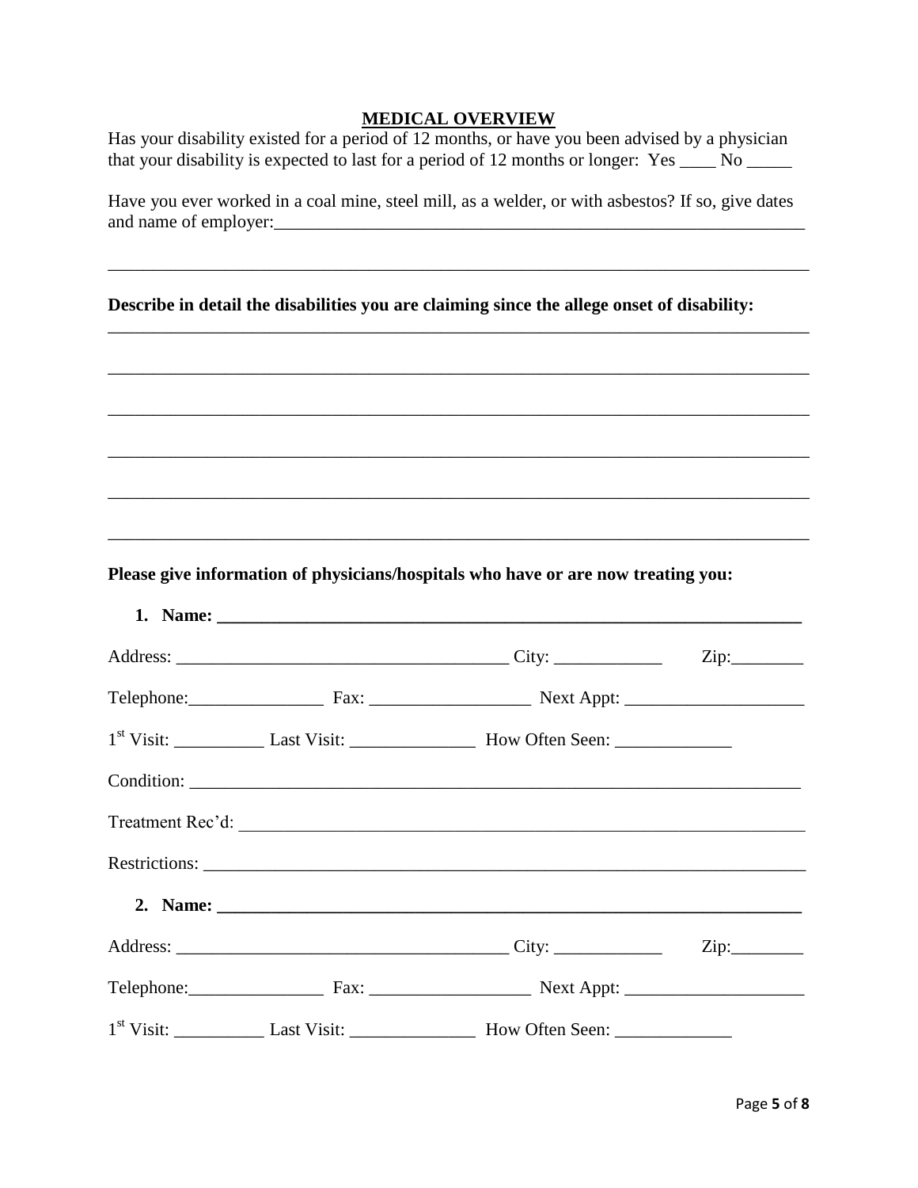## MEDICAL OVERVIEW

Has your disability existed for a period of 12 months, or have you been advised by a physician that your disability is expected to last for a period of 12 months or longer: Yes ____ No _____

Have you ever worked in a coal mine, steel mill, as a welder, or with asbestos? If so, give dates and name of employer:_______________________________________________________________

_______________________________________________________________________________

**Describe in detail the disabilities you are claiming since the allege onset of disability:**

_______________________________________________________________________________

_______________________________________________________________________________

_______________________________________________________________________________

_______________________________________________________________________________

_______________________________________________________________________________

_______________________________________________________________________________

**Please give information of physicians/hospitals who have or are now treating you:**

1. **Name: ____________________________________________________________________**

Address: _____________________________________ City: ____________ Zip:________

Telephone:_______________ Fax: __________________ Next Appt: ____________________

1st Visit: __________ Last Visit: ______________ How Often Seen: _____________

Condition: ______________________________________________________________________

Treatment Rec'd: _________________________________________________________________

Restrictions: _____________________________________________________________________

2. **Name: ____________________________________________________________________**

Address: _____________________________________ City: ____________ Zip:________

Telephone:_______________ Fax: __________________ Next Appt: ____________________

1st Visit: __________ Last Visit: ______________ How Often Seen: _____________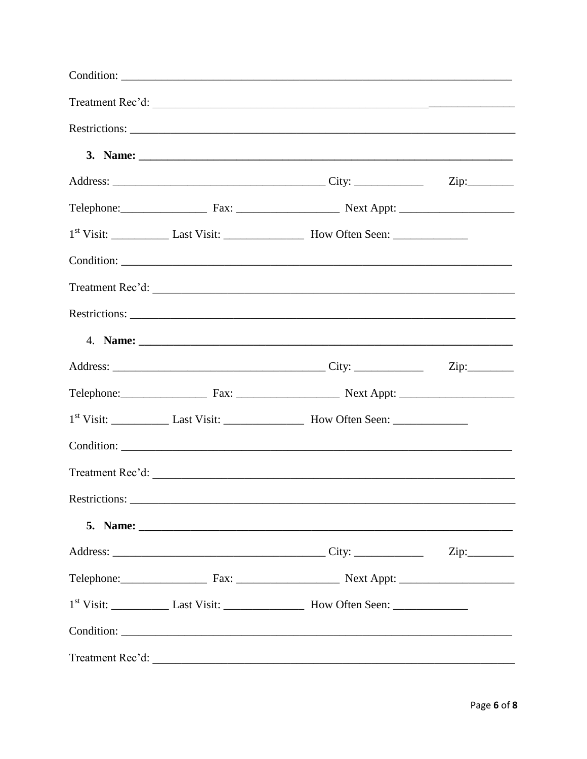Condition: ___________________________________________________________________________

Treatment Rec'd: _______________________________________________________________________

Restrictions: __________________________________________________________________________

3. **Name: ____________________________________________________________________**

Address: _______________________________________ City: ____________ Zip:________

Telephone:_______________ Fax: __________________ Next Appt: ____________________

1st Visit: __________ Last Visit: ______________ How Often Seen: _____________

Condition: ___________________________________________________________________________

Treatment Rec'd: _______________________________________________________________________

Restrictions: __________________________________________________________________________

4. **Name: ____________________________________________________________________**

Address: _______________________________________ City: ____________ Zip:________

Telephone:_______________ Fax: __________________ Next Appt: ____________________

1st Visit: __________ Last Visit: ______________ How Often Seen: _____________

Condition: ___________________________________________________________________________

Treatment Rec'd: _______________________________________________________________________

Restrictions: __________________________________________________________________________

5. **Name: ____________________________________________________________________**

Address: _______________________________________ City: ____________ Zip:________

Telephone:_______________ Fax: __________________ Next Appt: ____________________

1st Visit: __________ Last Visit: ______________ How Often Seen: _____________

Condition: ___________________________________________________________________________

Treatment Rec'd: _______________________________________________________________________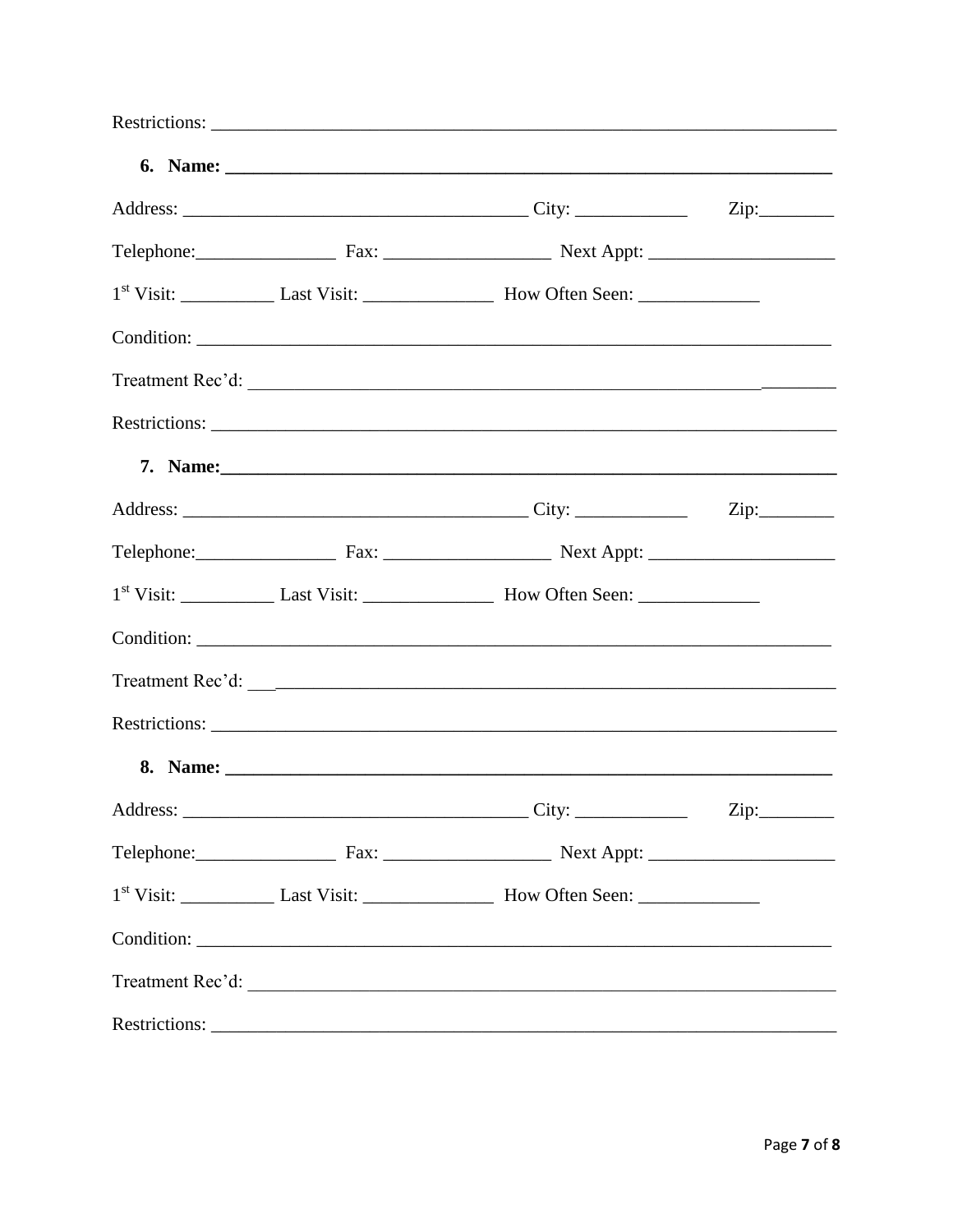Restrictions: ___________________________________________________________________

6. **Name: ___________________________________________________________________**

Address: _____________________________________ City: ____________ Zip:________

Telephone:_______________ Fax: __________________ Next Appt: ____________________

1st Visit: __________ Last Visit: ______________ How Often Seen: _____________

Condition: ____________________________________________________________________

Treatment Rec'd: _______________________________________________________________

Restrictions: ___________________________________________________________________

7. **Name:___________________________________________________________________**

Address: _____________________________________ City: ____________ Zip:________

Telephone:_______________ Fax: __________________ Next Appt: ____________________

1st Visit: __________ Last Visit: ______________ How Often Seen: _____________

Condition: ____________________________________________________________________

Treatment Rec'd: _______________________________________________________________

Restrictions: ___________________________________________________________________

8. **Name: ___________________________________________________________________**

Address: _____________________________________ City: ____________ Zip:________

Telephone:_______________ Fax: __________________ Next Appt: ____________________

1st Visit: __________ Last Visit: ______________ How Often Seen: _____________

Condition: ____________________________________________________________________

Treatment Rec'd: _______________________________________________________________

Restrictions: ___________________________________________________________________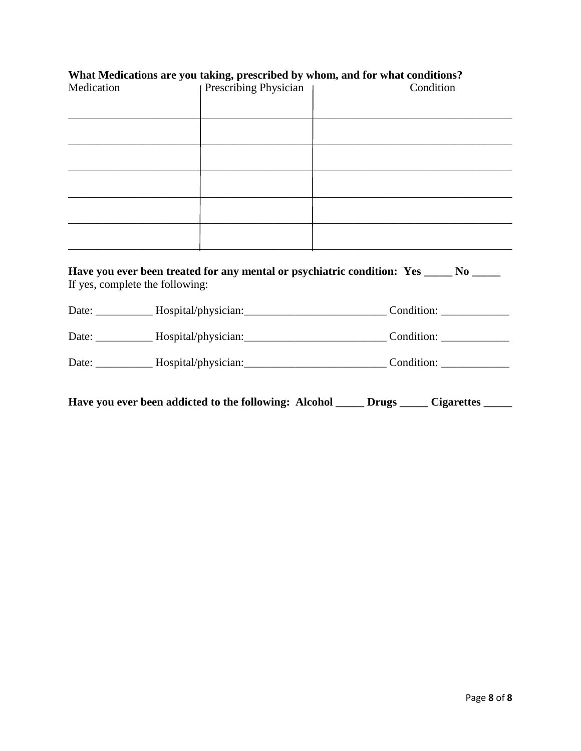**What Medications are you taking, prescribed by whom, and for what conditions?**

| Medication | Prescribing Physician | Condition |
| --- | --- | --- |
| | | |
| | | |
| | | |
| | | |
| | | |
| | | |

**Have you ever been treated for any mental or psychiatric condition: Yes _____ No _____**
If yes, complete the following:

Date: __________ Hospital/physician:_________________________ Condition: ____________

Date: __________ Hospital/physician:_________________________ Condition: ____________

Date: __________ Hospital/physician:_________________________ Condition: ____________

**Have you ever been addicted to the following: Alcohol _____ Drugs _____ Cigarettes _____**